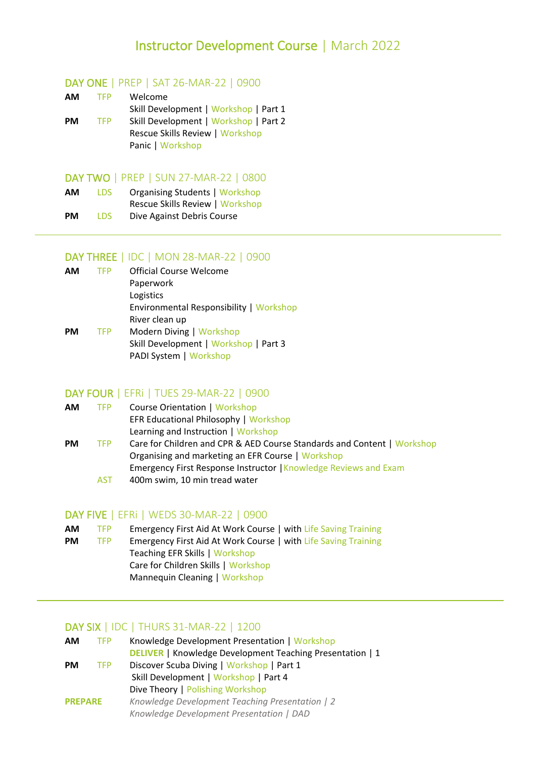# Instructor Development Course | March 2022

## DAY ONE | PREP | SAT 26-MAR-22 | 0900

| | | |
|---|---|---|
| **AM** | TFP | Welcome |
| | | Skill Development \| Workshop \| Part 1 |
| **PM** | TFP | Skill Development \| Workshop \| Part 2 |
| | | Rescue Skills Review \| Workshop |
| | | Panic \| Workshop |

## DAY TWO | PREP | SUN 27-MAR-22 | 0800

| | | |
|---|---|---|
| **AM** | LDS | Organising Students \| Workshop |
| | | Rescue Skills Review \| Workshop |
| **PM** | LDS | Dive Against Debris Course |

---

## DAY THREE | IDC | MON 28-MAR-22 | 0900

| | | |
|---|---|---|
| **AM** | TFP | Official Course Welcome |
| | | Paperwork |
| | | Logistics |
| | | Environmental Responsibility \| Workshop |
| | | River clean up |
| **PM** | TFP | Modern Diving \| Workshop |
| | | Skill Development \| Workshop \| Part 3 |
| | | PADI System \| Workshop |

## DAY FOUR | EFRi | TUES 29-MAR-22 | 0900

| | | |
|---|---|---|
| **AM** | TFP | Course Orientation \| Workshop |
| | | EFR Educational Philosophy \| Workshop |
| | | Learning and Instruction \| Workshop |
| **PM** | TFP | Care for Children and CPR & AED Course Standards and Content \| Workshop |
| | | Organising and marketing an EFR Course \| Workshop |
| | | Emergency First Response Instructor \| Knowledge Reviews and Exam |
| | AST | 400m swim, 10 min tread water |

## DAY FIVE | EFRi | WEDS 30-MAR-22 | 0900

| | | |
|---|---|---|
| **AM** | TFP | Emergency First Aid At Work Course \| with Life Saving Training |
| **PM** | TFP | Emergency First Aid At Work Course \| with Life Saving Training |
| | | Teaching EFR Skills \| Workshop |
| | | Care for Children Skills \| Workshop |
| | | Mannequin Cleaning \| Workshop |

---

## DAY SIX | IDC | THURS 31-MAR-22 | 1200

| | | |
|---|---|---|
| **AM** | TFP | Knowledge Development Presentation \| Workshop |
| | | **DELIVER** \| Knowledge Development Teaching Presentation \| 1 |
| **PM** | TFP | Discover Scuba Diving \| Workshop \| Part 1 |
| | | Skill Development \| Workshop \| Part 4 |
| | | Dive Theory \| Polishing Workshop |
| **PREPARE** | | *Knowledge Development Teaching Presentation \| 2* |
| | | *Knowledge Development Presentation \| DAD* |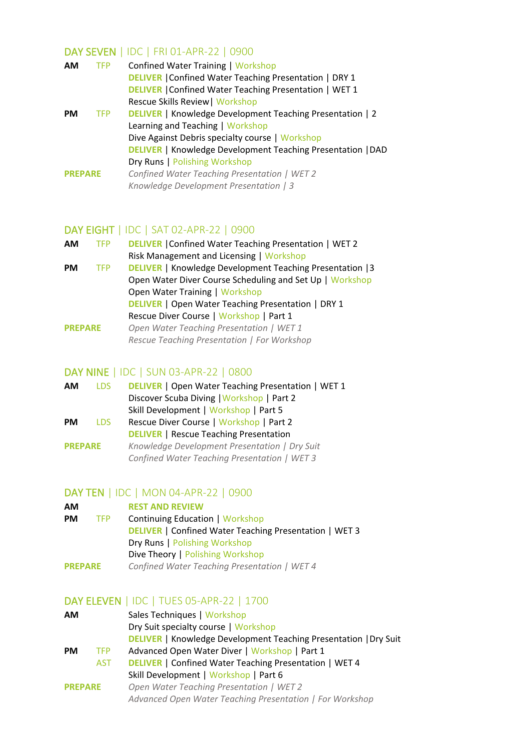## DAY SEVEN | IDC | FRI 01-APR-22 | 0900

**AM** TFP
Confined Water Training | Workshop
**DELIVER** |Confined Water Teaching Presentation | DRY 1
**DELIVER** |Confined Water Teaching Presentation | WET 1
Rescue Skills Review| Workshop

**PM** TFP
**DELIVER** | Knowledge Development Teaching Presentation | 2
Learning and Teaching | Workshop
Dive Against Debris specialty course | Workshop
**DELIVER** | Knowledge Development Teaching Presentation |DAD
Dry Runs | Polishing Workshop

**PREPARE**
*Confined Water Teaching Presentation | WET 2*
*Knowledge Development Presentation | 3*

## DAY EIGHT | IDC | SAT 02-APR-22 | 0900

**AM** TFP
**DELIVER** |Confined Water Teaching Presentation | WET 2
Risk Management and Licensing | Workshop

**PM** TFP
**DELIVER** | Knowledge Development Teaching Presentation |3
Open Water Diver Course Scheduling and Set Up | Workshop
Open Water Training | Workshop
**DELIVER** | Open Water Teaching Presentation | DRY 1
Rescue Diver Course | Workshop | Part 1

**PREPARE**
*Open Water Teaching Presentation | WET 1*
*Rescue Teaching Presentation | For Workshop*

## DAY NINE | IDC | SUN 03-APR-22 | 0800

**AM** LDS
**DELIVER** | Open Water Teaching Presentation | WET 1
Discover Scuba Diving |Workshop | Part 2
Skill Development | Workshop | Part 5

**PM** LDS
Rescue Diver Course | Workshop | Part 2
**DELIVER** | Rescue Teaching Presentation

**PREPARE**
*Knowledge Development Presentation | Dry Suit*
*Confined Water Teaching Presentation | WET 3*

## DAY TEN | IDC | MON 04-APR-22 | 0900

**AM**
**REST AND REVIEW**

**PM** TFP
Continuing Education | Workshop
**DELIVER** | Confined Water Teaching Presentation | WET 3
Dry Runs | Polishing Workshop
Dive Theory | Polishing Workshop

**PREPARE**
*Confined Water Teaching Presentation | WET 4*

## DAY ELEVEN | IDC | TUES 05-APR-22 | 1700

**AM**
Sales Techniques | Workshop
Dry Suit specialty course | Workshop
**DELIVER** | Knowledge Development Teaching Presentation |Dry Suit

**PM** TFP
Advanced Open Water Diver | Workshop | Part 1

AST
**DELIVER** | Confined Water Teaching Presentation | WET 4
Skill Development | Workshop | Part 6

**PREPARE**
*Open Water Teaching Presentation | WET 2*
*Advanced Open Water Teaching Presentation | For Workshop*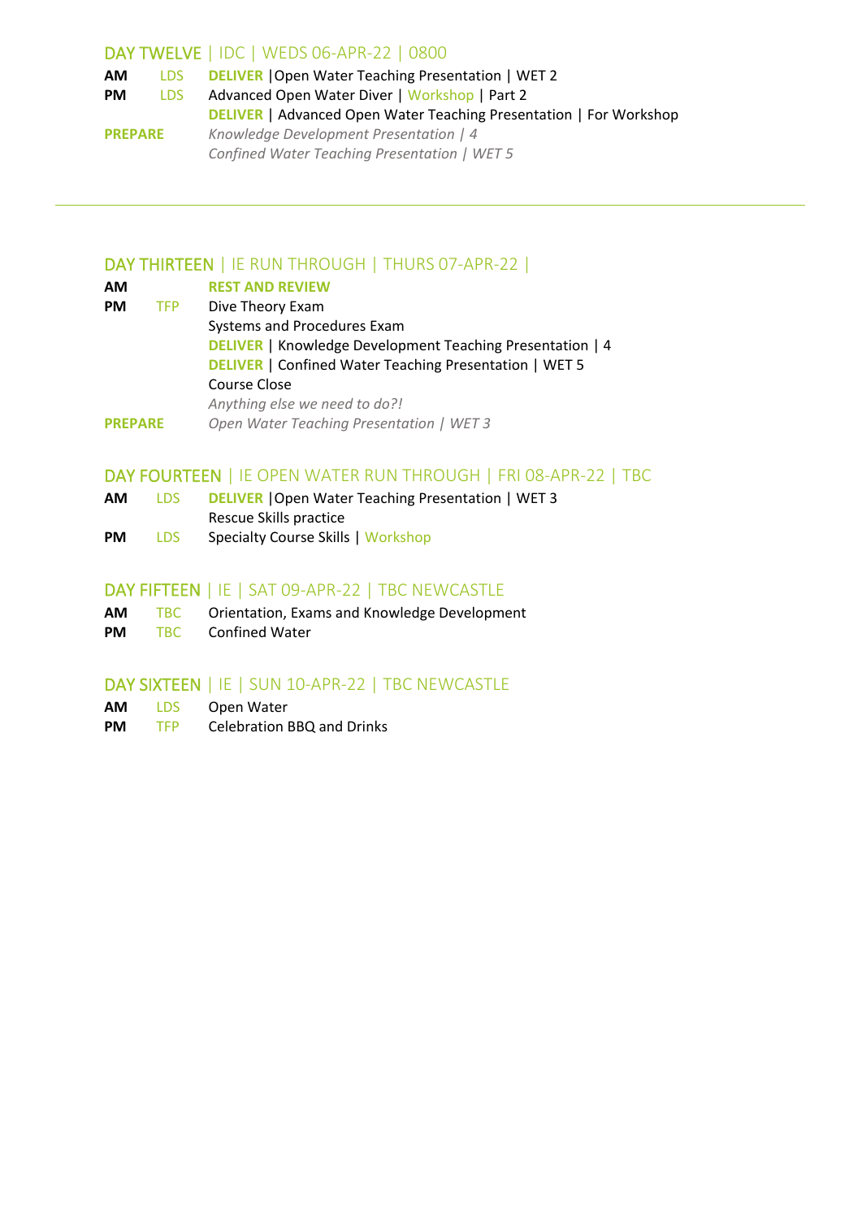## DAY TWELVE | IDC | WEDS 06-APR-22 | 0800

| | | |
|---|---|---|
| **AM** | LDS | **DELIVER** \|Open Water Teaching Presentation \| WET 2 |
| **PM** | LDS | Advanced Open Water Diver \| Workshop \| Part 2 |
| | | **DELIVER** \| Advanced Open Water Teaching Presentation \| For Workshop |
| **PREPARE** | | *Knowledge Development Presentation \| 4* |
| | | *Confined Water Teaching Presentation \| WET 5* |

---

## DAY THIRTEEN | IE RUN THROUGH | THURS 07-APR-22 |

| | | |
|---|---|---|
| **AM** | | **REST AND REVIEW** |
| **PM** | TFP | Dive Theory Exam |
| | | Systems and Procedures Exam |
| | | **DELIVER** \| Knowledge Development Teaching Presentation \| 4 |
| | | **DELIVER** \| Confined Water Teaching Presentation \| WET 5 |
| | | Course Close |
| | | *Anything else we need to do?!* |
| **PREPARE** | | *Open Water Teaching Presentation \| WET 3* |

## DAY FOURTEEN | IE OPEN WATER RUN THROUGH | FRI 08-APR-22 | TBC

| | | |
|---|---|---|
| **AM** | LDS | **DELIVER** \|Open Water Teaching Presentation \| WET 3 |
| | | Rescue Skills practice |
| **PM** | LDS | Specialty Course Skills \| Workshop |

## DAY FIFTEEN | IE | SAT 09-APR-22 | TBC NEWCASTLE

| | | |
|---|---|---|
| **AM** | TBC | Orientation, Exams and Knowledge Development |
| **PM** | TBC | Confined Water |

## DAY SIXTEEN | IE | SUN 10-APR-22 | TBC NEWCASTLE

| | | |
|---|---|---|
| **AM** | LDS | Open Water |
| **PM** | TFP | Celebration BBQ and Drinks |